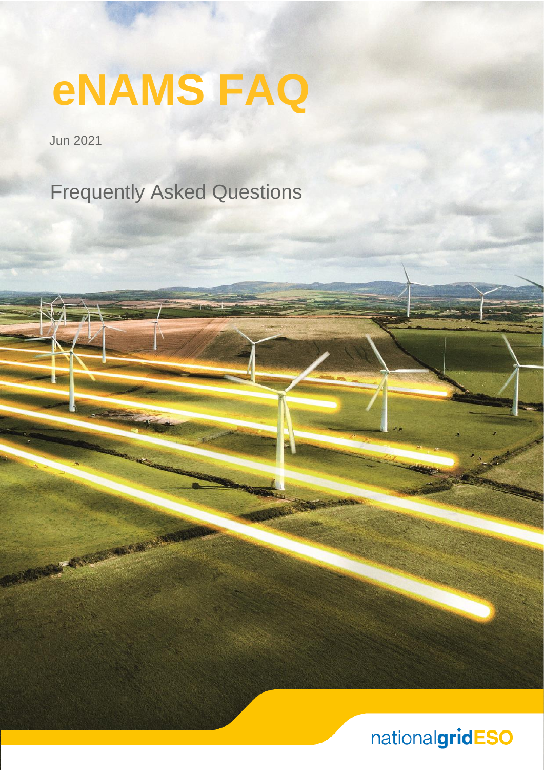# eNAMS FAQ

Jun 2021

Frequently Asked Questions

nationalgridESO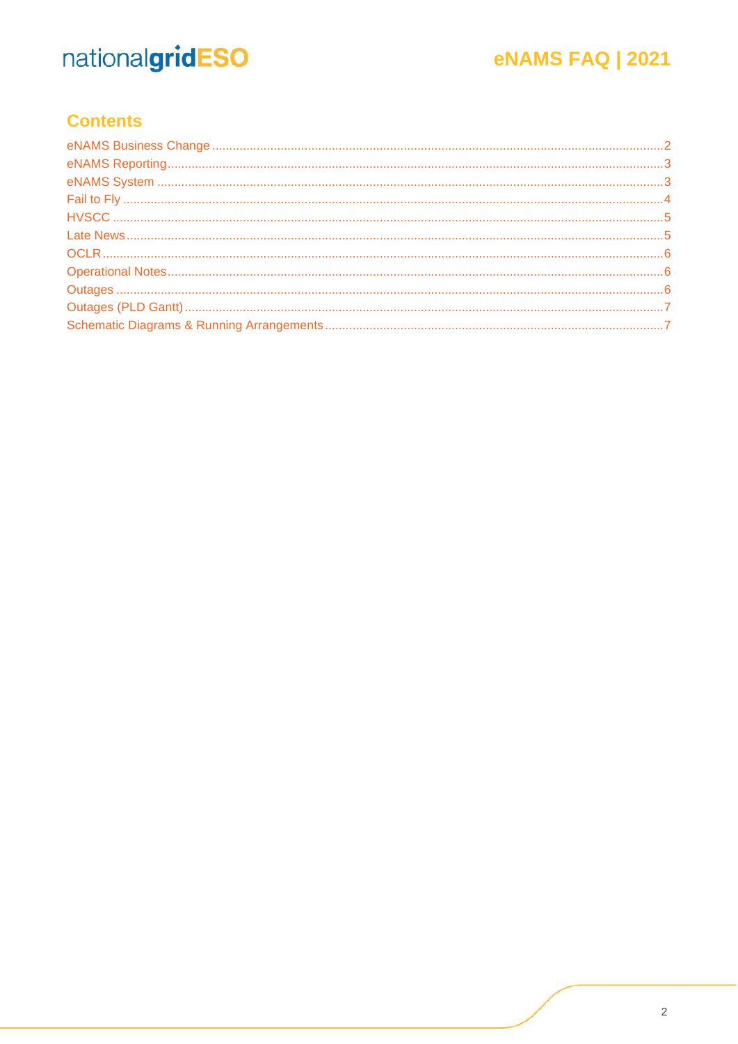## Contents

eNAMS Business Change ..... 2
eNAMS Reporting ..... 3
eNAMS System ..... 3
Fail to Fly ..... 4
HVSCC ..... 5
Late News ..... 5
OCLR ..... 6
Operational Notes ..... 6
Outages ..... 6
Outages (PLD Gantt) ..... 7
Schematic Diagrams & Running Arrangements ..... 7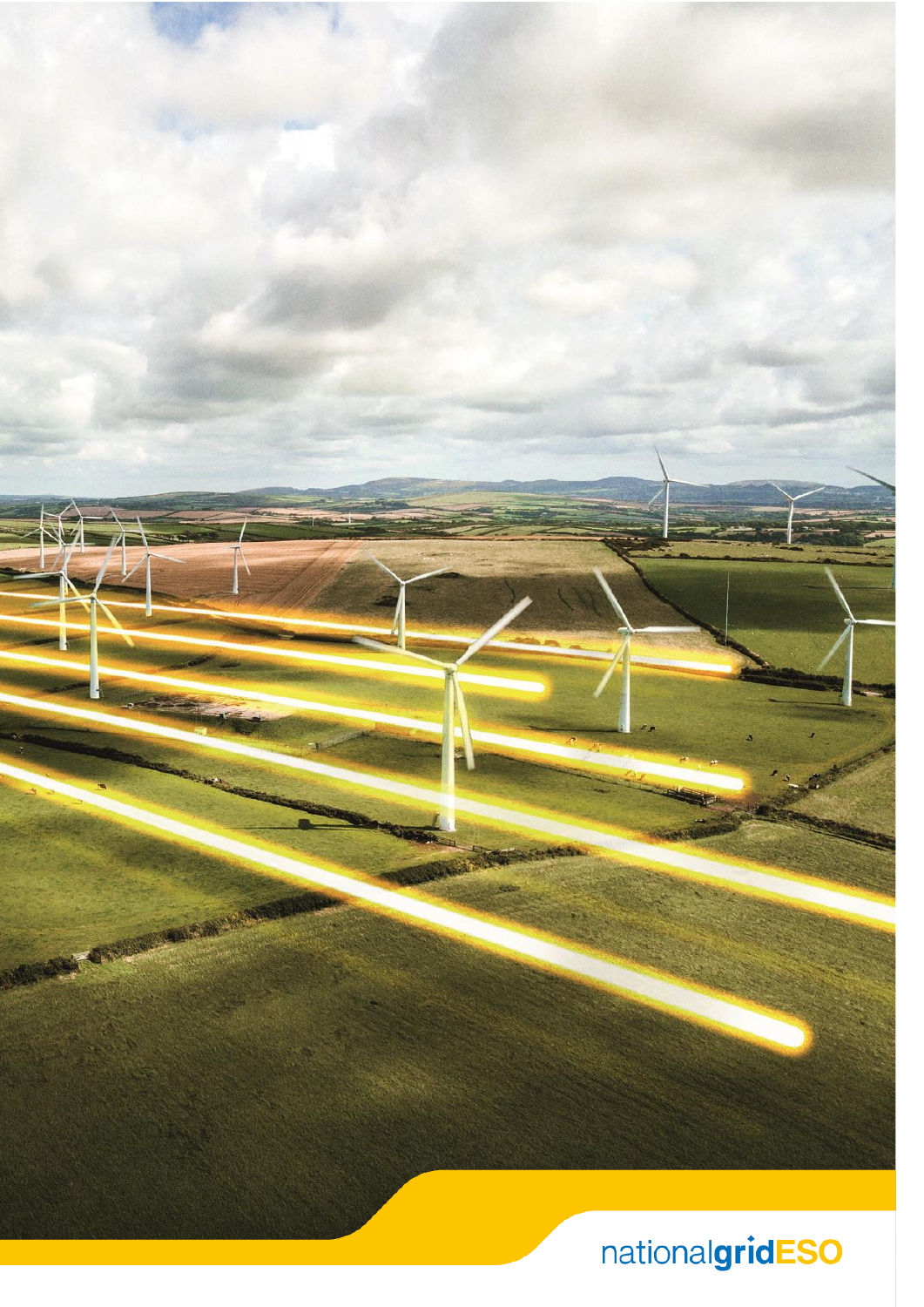nationalgridESO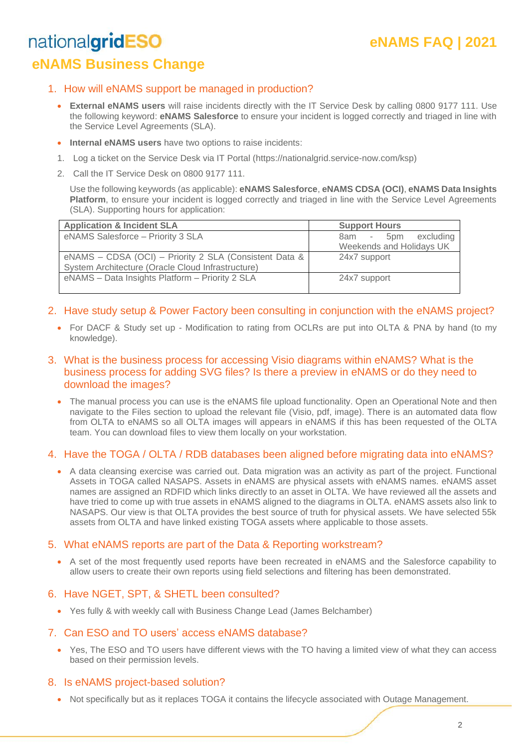## eNAMS Business Change

### 1. How will eNAMS support be managed in production?

- **External eNAMS users** will raise incidents directly with the IT Service Desk by calling 0800 9177 111. Use the following keyword: **eNAMS Salesforce** to ensure your incident is logged correctly and triaged in line with the Service Level Agreements (SLA).
- **Internal eNAMS users** have two options to raise incidents:

1. Log a ticket on the Service Desk via IT Portal (https://nationalgrid.service-now.com/ksp)
2. Call the IT Service Desk on 0800 9177 111.

Use the following keywords (as applicable): **eNAMS Salesforce**, **eNAMS CDSA (OCI)**, **eNAMS Data Insights Platform**, to ensure your incident is logged correctly and triaged in line with the Service Level Agreements (SLA). Supporting hours for application:

| Application & Incident SLA | Support Hours |
|---|---|
| eNAMS Salesforce – Priority 3 SLA | 8am - 5pm excluding Weekends and Holidays UK |
| eNAMS – CDSA (OCI) – Priority 2 SLA (Consistent Data & System Architecture (Oracle Cloud Infrastructure) | 24x7 support |
| eNAMS – Data Insights Platform – Priority 2 SLA | 24x7 support |

### 2. Have study setup & Power Factory been consulting in conjunction with the eNAMS project?

- For DACF & Study set up - Modification to rating from OCLRs are put into OLTA & PNA by hand (to my knowledge).

### 3. What is the business process for accessing Visio diagrams within eNAMS? What is the business process for adding SVG files? Is there a preview in eNAMS or do they need to download the images?

- The manual process you can use is the eNAMS file upload functionality. Open an Operational Note and then navigate to the Files section to upload the relevant file (Visio, pdf, image). There is an automated data flow from OLTA to eNAMS so all OLTA images will appears in eNAMS if this has been requested of the OLTA team. You can download files to view them locally on your workstation.

### 4. Have the TOGA / OLTA / RDB databases been aligned before migrating data into eNAMS?

- A data cleansing exercise was carried out. Data migration was an activity as part of the project. Functional Assets in TOGA called NASAPS. Assets in eNAMS are physical assets with eNAMS names. eNAMS asset names are assigned an RDFID which links directly to an asset in OLTA. We have reviewed all the assets and have tried to come up with true assets in eNAMS aligned to the diagrams in OLTA. eNAMS assets also link to NASAPS. Our view is that OLTA provides the best source of truth for physical assets. We have selected 55k assets from OLTA and have linked existing TOGA assets where applicable to those assets.

### 5. What eNAMS reports are part of the Data & Reporting workstream?

- A set of the most frequently used reports have been recreated in eNAMS and the Salesforce capability to allow users to create their own reports using field selections and filtering has been demonstrated.

### 6. Have NGET, SPT, & SHETL been consulted?

- Yes fully & with weekly call with Business Change Lead (James Belchamber)

### 7. Can ESO and TO users' access eNAMS database?

- Yes, The ESO and TO users have different views with the TO having a limited view of what they can access based on their permission levels.

### 8. Is eNAMS project-based solution?

- Not specifically but as it replaces TOGA it contains the lifecycle associated with Outage Management.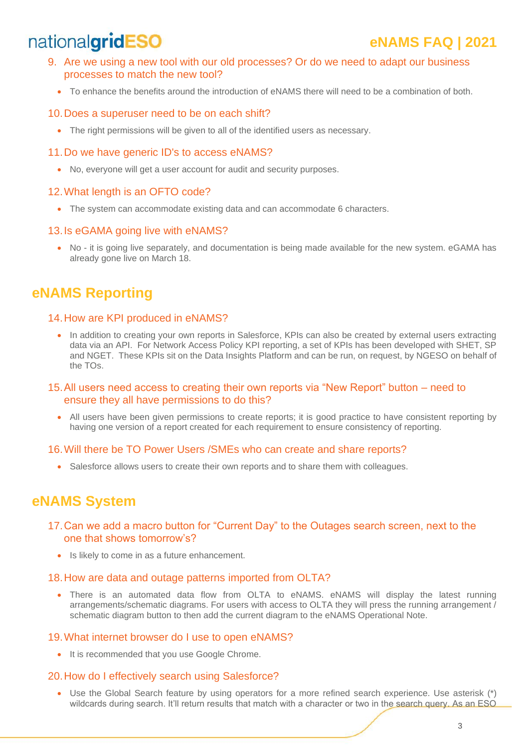9. Are we using a new tool with our old processes? Or do we need to adapt our business processes to match the new tool?

- To enhance the benefits around the introduction of eNAMS there will need to be a combination of both.

10. Does a superuser need to be on each shift?

- The right permissions will be given to all of the identified users as necessary.

11. Do we have generic ID's to access eNAMS?

- No, everyone will get a user account for audit and security purposes.

12. What length is an OFTO code?

- The system can accommodate existing data and can accommodate 6 characters.

13. Is eGAMA going live with eNAMS?

- No - it is going live separately, and documentation is being made available for the new system. eGAMA has already gone live on March 18.

## eNAMS Reporting

14. How are KPI produced in eNAMS?

- In addition to creating your own reports in Salesforce, KPIs can also be created by external users extracting data via an API. For Network Access Policy KPI reporting, a set of KPIs has been developed with SHET, SP and NGET. These KPIs sit on the Data Insights Platform and can be run, on request, by NGESO on behalf of the TOs.

15. All users need access to creating their own reports via "New Report" button – need to ensure they all have permissions to do this?

- All users have been given permissions to create reports; it is good practice to have consistent reporting by having one version of a report created for each requirement to ensure consistency of reporting.

16. Will there be TO Power Users /SMEs who can create and share reports?

- Salesforce allows users to create their own reports and to share them with colleagues.

## eNAMS System

17. Can we add a macro button for "Current Day" to the Outages search screen, next to the one that shows tomorrow's?

- Is likely to come in as a future enhancement.

18. How are data and outage patterns imported from OLTA?

- There is an automated data flow from OLTA to eNAMS. eNAMS will display the latest running arrangements/schematic diagrams. For users with access to OLTA they will press the running arrangement / schematic diagram button to then add the current diagram to the eNAMS Operational Note.

19. What internet browser do I use to open eNAMS?

- It is recommended that you use Google Chrome.

20. How do I effectively search using Salesforce?

- Use the Global Search feature by using operators for a more refined search experience. Use asterisk (*) wildcards during search. It'll return results that match with a character or two in the search query. As an ESO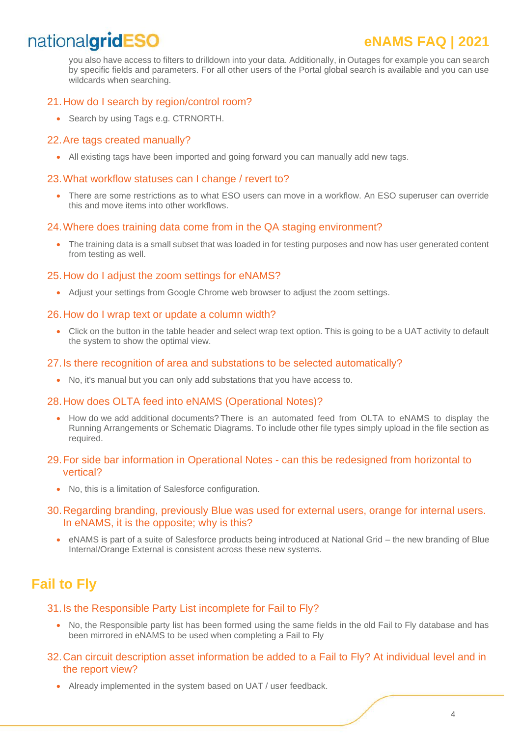you also have access to filters to drilldown into your data. Additionally, in Outages for example you can search by specific fields and parameters. For all other users of the Portal global search is available and you can use wildcards when searching.

### 21. How do I search by region/control room?

- Search by using Tags e.g. CTRNORTH.

### 22. Are tags created manually?

- All existing tags have been imported and going forward you can manually add new tags.

### 23. What workflow statuses can I change / revert to?

- There are some restrictions as to what ESO users can move in a workflow. An ESO superuser can override this and move items into other workflows.

### 24. Where does training data come from in the QA staging environment?

- The training data is a small subset that was loaded in for testing purposes and now has user generated content from testing as well.

### 25. How do I adjust the zoom settings for eNAMS?

- Adjust your settings from Google Chrome web browser to adjust the zoom settings.

### 26. How do I wrap text or update a column width?

- Click on the button in the table header and select wrap text option. This is going to be a UAT activity to default the system to show the optimal view.

### 27. Is there recognition of area and substations to be selected automatically?

- No, it's manual but you can only add substations that you have access to.

### 28. How does OLTA feed into eNAMS (Operational Notes)?

- How do we add additional documents? There is an automated feed from OLTA to eNAMS to display the Running Arrangements or Schematic Diagrams. To include other file types simply upload in the file section as required.

### 29. For side bar information in Operational Notes - can this be redesigned from horizontal to vertical?

- No, this is a limitation of Salesforce configuration.

### 30. Regarding branding, previously Blue was used for external users, orange for internal users. In eNAMS, it is the opposite; why is this?

- eNAMS is part of a suite of Salesforce products being introduced at National Grid – the new branding of Blue Internal/Orange External is consistent across these new systems.

## Fail to Fly

### 31. Is the Responsible Party List incomplete for Fail to Fly?

- No, the Responsible party list has been formed using the same fields in the old Fail to Fly database and has been mirrored in eNAMS to be used when completing a Fail to Fly

### 32. Can circuit description asset information be added to a Fail to Fly? At individual level and in the report view?

- Already implemented in the system based on UAT / user feedback.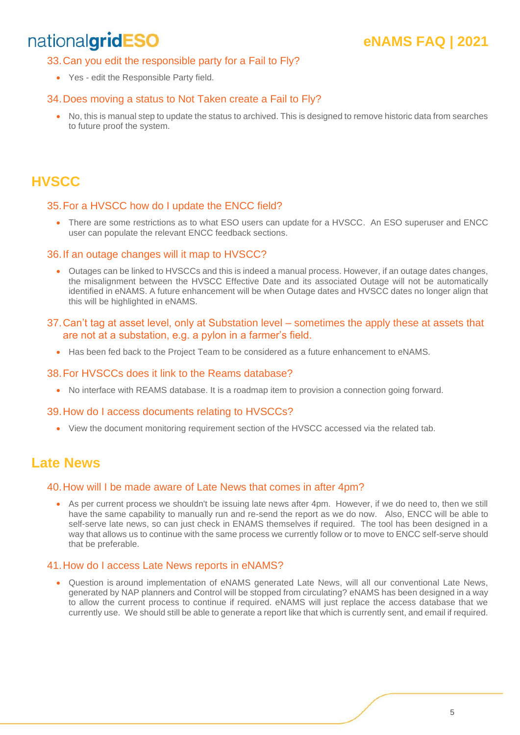### 33. Can you edit the responsible party for a Fail to Fly?

- Yes - edit the Responsible Party field.

### 34. Does moving a status to Not Taken create a Fail to Fly?

- No, this is manual step to update the status to archived. This is designed to remove historic data from searches to future proof the system.

## HVSCC

### 35. For a HVSCC how do I update the ENCC field?

- There are some restrictions as to what ESO users can update for a HVSCC. An ESO superuser and ENCC user can populate the relevant ENCC feedback sections.

### 36. If an outage changes will it map to HVSCC?

- Outages can be linked to HVSCCs and this is indeed a manual process. However, if an outage dates changes, the misalignment between the HVSCC Effective Date and its associated Outage will not be automatically identified in eNAMS. A future enhancement will be when Outage dates and HVSCC dates no longer align that this will be highlighted in eNAMS.

### 37. Can't tag at asset level, only at Substation level – sometimes the apply these at assets that are not at a substation, e.g. a pylon in a farmer's field.

- Has been fed back to the Project Team to be considered as a future enhancement to eNAMS.

### 38. For HVSCCs does it link to the Reams database?

- No interface with REAMS database. It is a roadmap item to provision a connection going forward.

### 39. How do I access documents relating to HVSCCs?

- View the document monitoring requirement section of the HVSCC accessed via the related tab.

## Late News

### 40. How will I be made aware of Late News that comes in after 4pm?

- As per current process we shouldn't be issuing late news after 4pm. However, if we do need to, then we still have the same capability to manually run and re-send the report as we do now. Also, ENCC will be able to self-serve late news, so can just check in ENAMS themselves if required. The tool has been designed in a way that allows us to continue with the same process we currently follow or to move to ENCC self-serve should that be preferable.

### 41. How do I access Late News reports in eNAMS?

- Question is around implementation of eNAMS generated Late News, will all our conventional Late News, generated by NAP planners and Control will be stopped from circulating? eNAMS has been designed in a way to allow the current process to continue if required. eNAMS will just replace the access database that we currently use. We should still be able to generate a report like that which is currently sent, and email if required.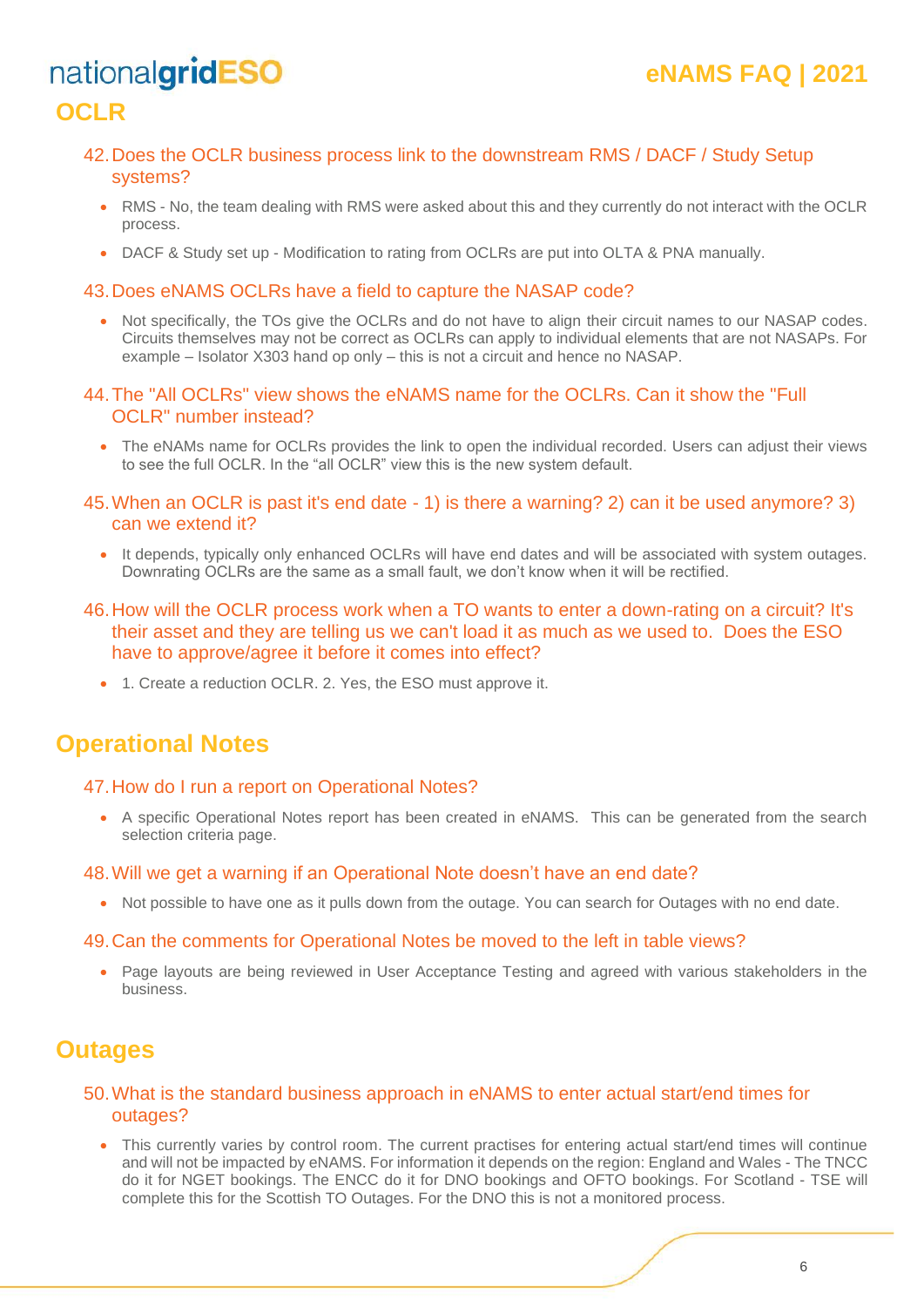## OCLR

### 42. Does the OCLR business process link to the downstream RMS / DACF / Study Setup systems?

- RMS - No, the team dealing with RMS were asked about this and they currently do not interact with the OCLR process.
- DACF & Study set up - Modification to rating from OCLRs are put into OLTA & PNA manually.

### 43. Does eNAMS OCLRs have a field to capture the NASAP code?

- Not specifically, the TOs give the OCLRs and do not have to align their circuit names to our NASAP codes. Circuits themselves may not be correct as OCLRs can apply to individual elements that are not NASAPs. For example – Isolator X303 hand op only – this is not a circuit and hence no NASAP.

### 44. The "All OCLRs" view shows the eNAMS name for the OCLRs. Can it show the "Full OCLR" number instead?

- The eNAMs name for OCLRs provides the link to open the individual recorded. Users can adjust their views to see the full OCLR. In the "all OCLR" view this is the new system default.

### 45. When an OCLR is past it's end date - 1) is there a warning? 2) can it be used anymore? 3) can we extend it?

- It depends, typically only enhanced OCLRs will have end dates and will be associated with system outages. Downrating OCLRs are the same as a small fault, we don't know when it will be rectified.

### 46. How will the OCLR process work when a TO wants to enter a down-rating on a circuit? It's their asset and they are telling us we can't load it as much as we used to. Does the ESO have to approve/agree it before it comes into effect?

- 1. Create a reduction OCLR. 2. Yes, the ESO must approve it.

## Operational Notes

### 47. How do I run a report on Operational Notes?

- A specific Operational Notes report has been created in eNAMS. This can be generated from the search selection criteria page.

### 48. Will we get a warning if an Operational Note doesn't have an end date?

- Not possible to have one as it pulls down from the outage. You can search for Outages with no end date.

### 49. Can the comments for Operational Notes be moved to the left in table views?

- Page layouts are being reviewed in User Acceptance Testing and agreed with various stakeholders in the business.

## Outages

### 50. What is the standard business approach in eNAMS to enter actual start/end times for outages?

- This currently varies by control room. The current practises for entering actual start/end times will continue and will not be impacted by eNAMS. For information it depends on the region: England and Wales - The TNCC do it for NGET bookings. The ENCC do it for DNO bookings and OFTO bookings. For Scotland - TSE will complete this for the Scottish TO Outages. For the DNO this is not a monitored process.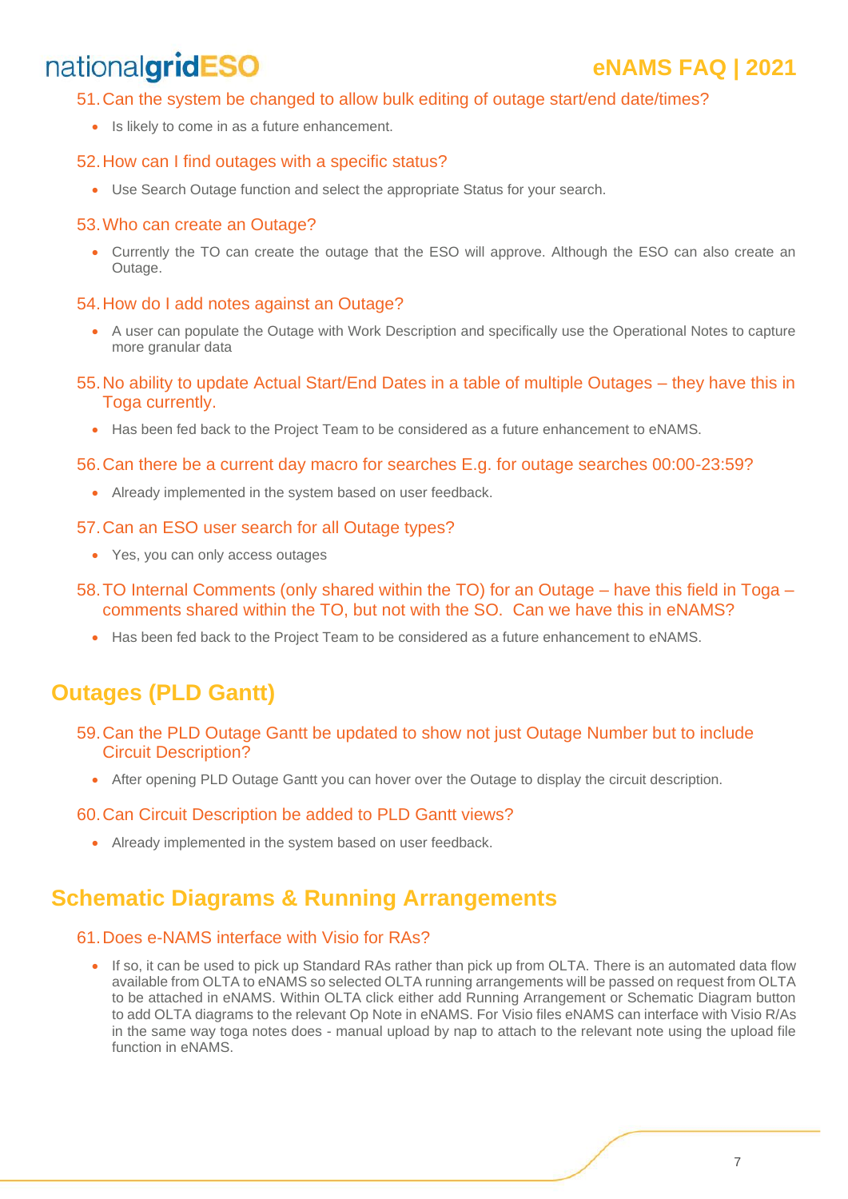51. Can the system be changed to allow bulk editing of outage start/end date/times?

- Is likely to come in as a future enhancement.

52. How can I find outages with a specific status?

- Use Search Outage function and select the appropriate Status for your search.

53. Who can create an Outage?

- Currently the TO can create the outage that the ESO will approve. Although the ESO can also create an Outage.

54. How do I add notes against an Outage?

- A user can populate the Outage with Work Description and specifically use the Operational Notes to capture more granular data

55. No ability to update Actual Start/End Dates in a table of multiple Outages – they have this in Toga currently.

- Has been fed back to the Project Team to be considered as a future enhancement to eNAMS.

56. Can there be a current day macro for searches E.g. for outage searches 00:00-23:59?

- Already implemented in the system based on user feedback.

57. Can an ESO user search for all Outage types?

- Yes, you can only access outages

58. TO Internal Comments (only shared within the TO) for an Outage – have this field in Toga – comments shared within the TO, but not with the SO. Can we have this in eNAMS?

- Has been fed back to the Project Team to be considered as a future enhancement to eNAMS.

## Outages (PLD Gantt)

59. Can the PLD Outage Gantt be updated to show not just Outage Number but to include Circuit Description?

- After opening PLD Outage Gantt you can hover over the Outage to display the circuit description.

60. Can Circuit Description be added to PLD Gantt views?

- Already implemented in the system based on user feedback.

## Schematic Diagrams & Running Arrangements

61. Does e-NAMS interface with Visio for RAs?

- If so, it can be used to pick up Standard RAs rather than pick up from OLTA. There is an automated data flow available from OLTA to eNAMS so selected OLTA running arrangements will be passed on request from OLTA to be attached in eNAMS. Within OLTA click either add Running Arrangement or Schematic Diagram button to add OLTA diagrams to the relevant Op Note in eNAMS. For Visio files eNAMS can interface with Visio R/As in the same way toga notes does - manual upload by nap to attach to the relevant note using the upload file function in eNAMS.